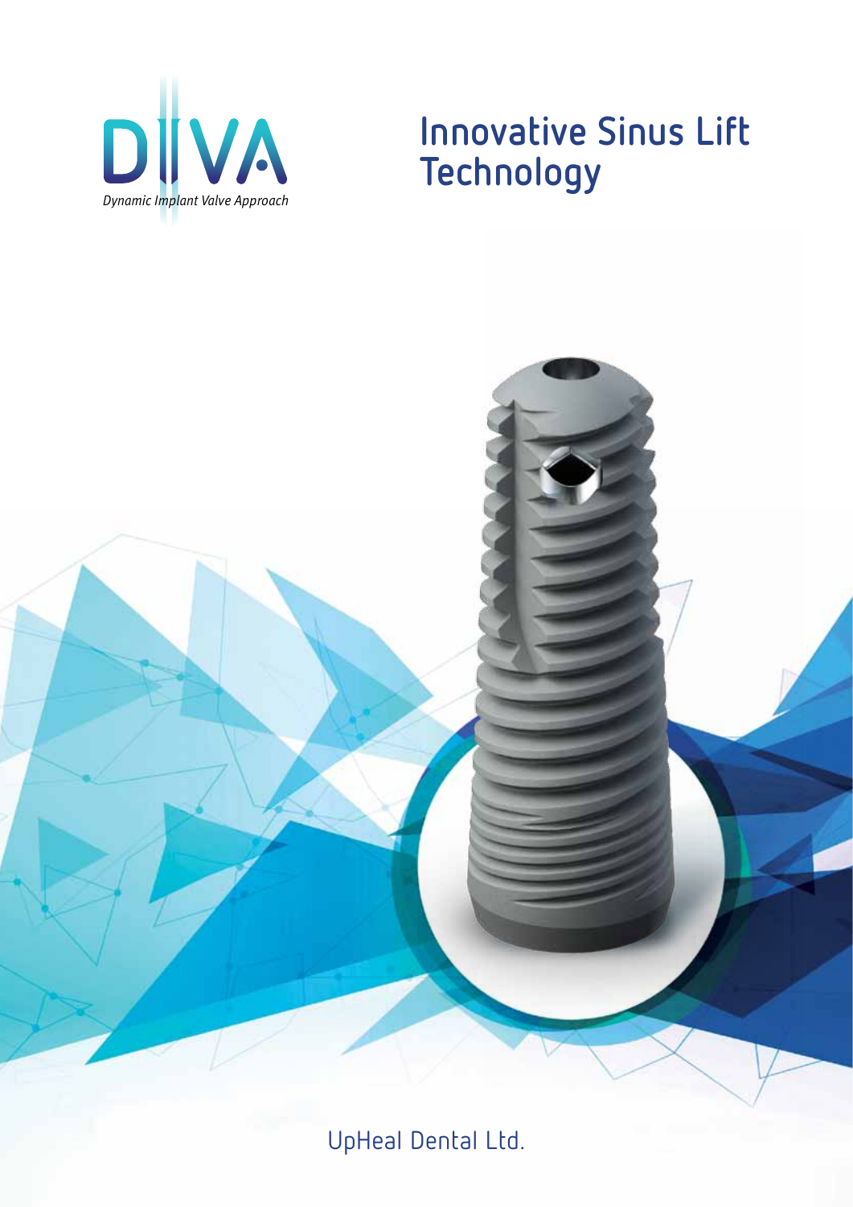DIVA

*Dynamic Implant Valve Approach*

# Innovative Sinus Lift Technology

UpHeal Dental Ltd.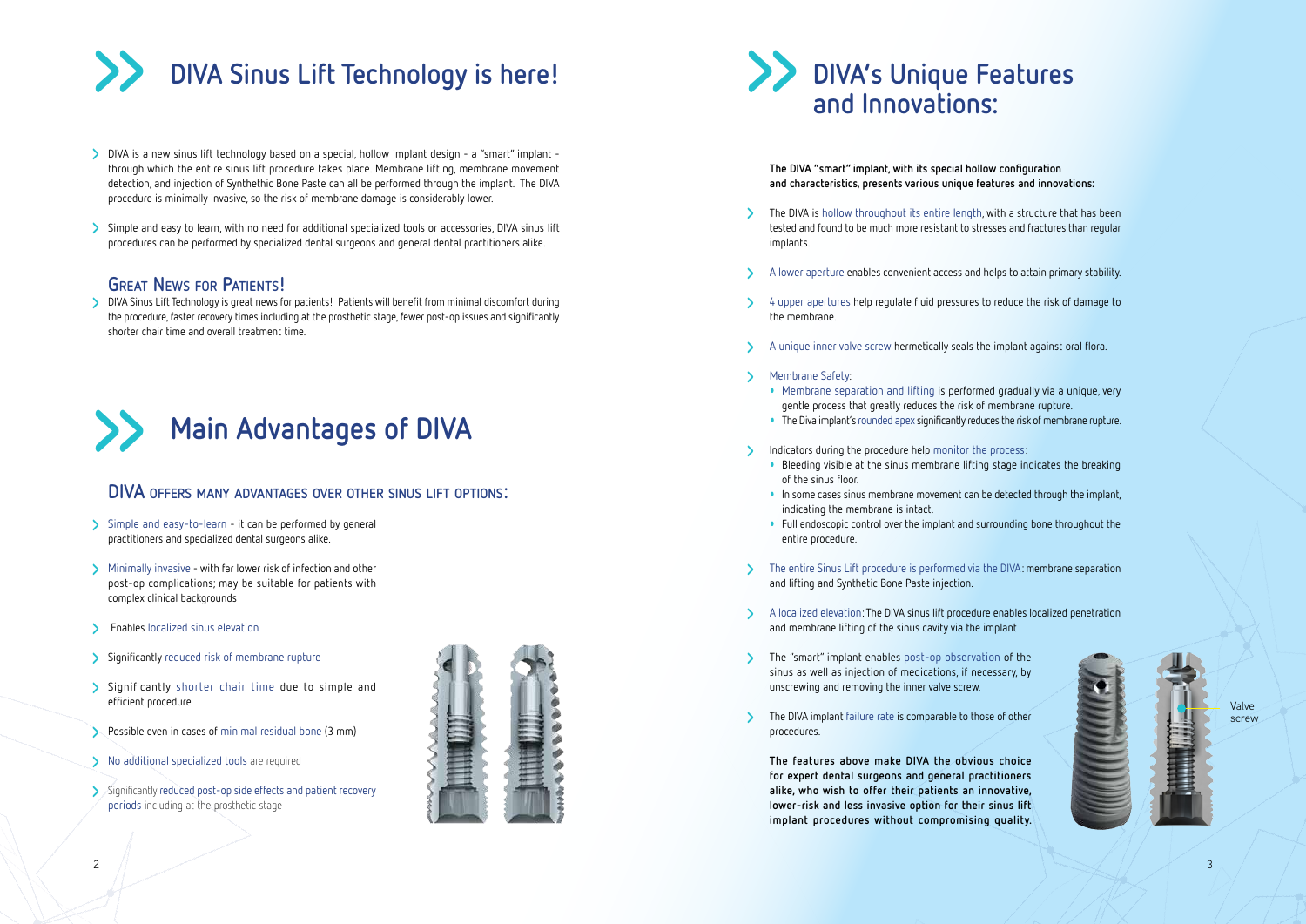# DIVA Sinus Lift Technology is here!

- DIVA is a new sinus lift technology based on a special, hollow implant design - a "smart" implant - through which the entire sinus lift procedure takes place. Membrane lifting, membrane movement detection, and injection of Synthethic Bone Paste can all be performed through the implant. The DIVA procedure is minimally invasive, so the risk of membrane damage is considerably lower.
- Simple and easy to learn, with no need for additional specialized tools or accessories, DIVA sinus lift procedures can be performed by specialized dental surgeons and general dental practitioners alike.

## Great News for Patients!

- DIVA Sinus Lift Technology is great news for patients! Patients will benefit from minimal discomfort during the procedure, faster recovery times including at the prosthetic stage, fewer post-op issues and significantly shorter chair time and overall treatment time.

# Main Advantages of DIVA

## DIVA offers many advantages over other sinus lift options:

- Simple and easy-to-learn - it can be performed by general practitioners and specialized dental surgeons alike.
- Minimally invasive - with far lower risk of infection and other post-op complications; may be suitable for patients with complex clinical backgrounds
- Enables localized sinus elevation
- Significantly reduced risk of membrane rupture
- Significantly shorter chair time due to simple and efficient procedure
- Possible even in cases of minimal residual bone (3 mm)
- No additional specialized tools are required
- Significantly reduced post-op side effects and patient recovery periods including at the prosthetic stage

# DIVA's Unique Features and Innovations:

**The DIVA "smart" implant, with its special hollow configuration and characteristics, presents various unique features and innovations:**

- The DIVA is hollow throughout its entire length, with a structure that has been tested and found to be much more resistant to stresses and fractures than regular implants.
- A lower aperture enables convenient access and helps to attain primary stability.
- 4 upper apertures help regulate fluid pressures to reduce the risk of damage to the membrane.
- A unique inner valve screw hermetically seals the implant against oral flora.
- Membrane Safety:
  - Membrane separation and lifting is performed gradually via a unique, very gentle process that greatly reduces the risk of membrane rupture.
  - The Diva implant's rounded apex significantly reduces the risk of membrane rupture.
- Indicators during the procedure help monitor the process:
  - Bleeding visible at the sinus membrane lifting stage indicates the breaking of the sinus floor.
  - In some cases sinus membrane movement can be detected through the implant, indicating the membrane is intact.
  - Full endoscopic control over the implant and surrounding bone throughout the entire procedure.
- The entire Sinus Lift procedure is performed via the DIVA: membrane separation and lifting and Synthetic Bone Paste injection.
- A localized elevation: The DIVA sinus lift procedure enables localized penetration and membrane lifting of the sinus cavity via the implant
- The "smart" implant enables post-op observation of the sinus as well as injection of medications, if necessary, by unscrewing and removing the inner valve screw.
- The DIVA implant failure rate is comparable to those of other procedures.

**The features above make DIVA the obvious choice for expert dental surgeons and general practitioners alike, who wish to offer their patients an innovative, lower-risk and less invasive option for their sinus lift implant procedures without compromising quality.**

Valve screw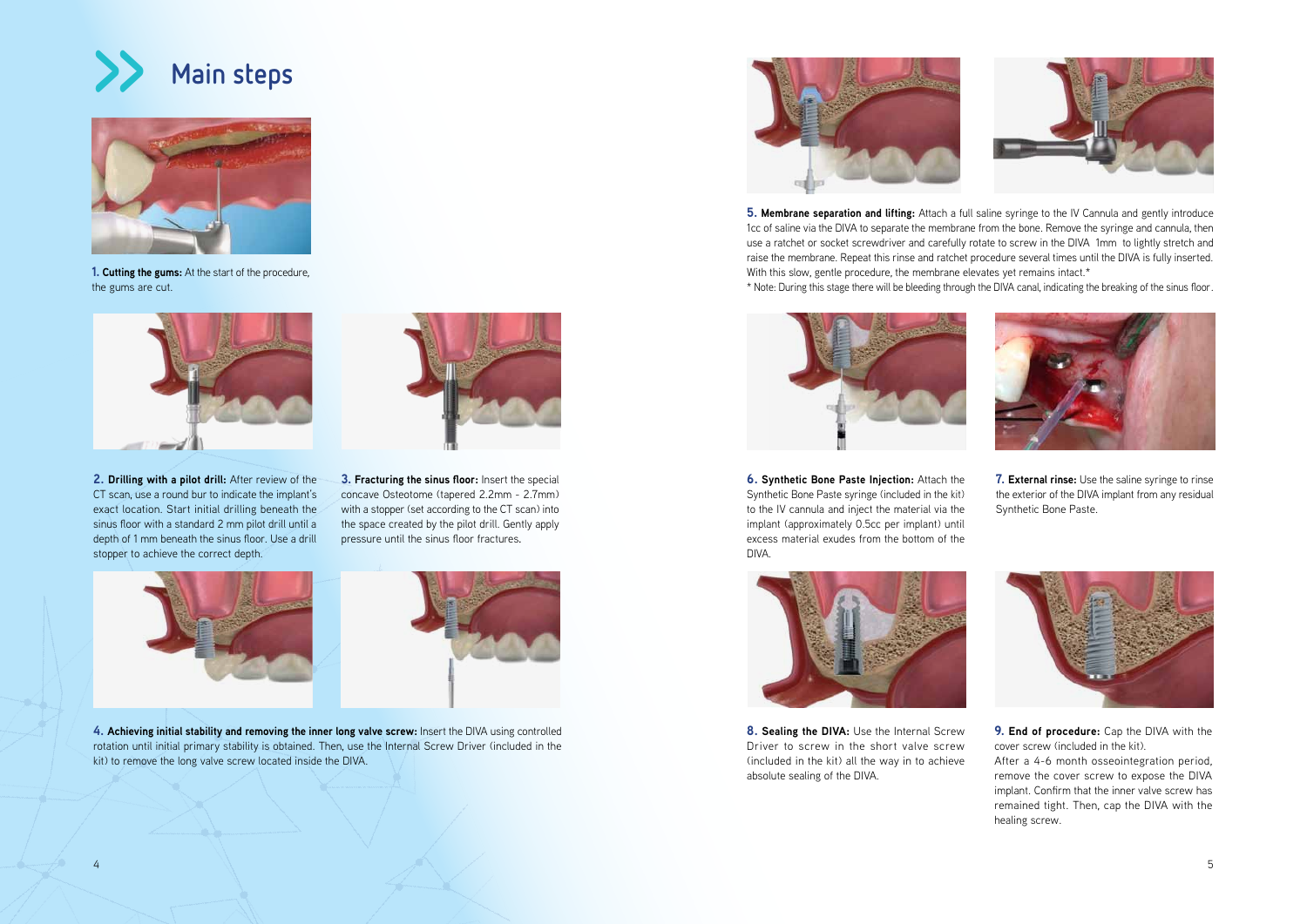## Main steps

**1. Cutting the gums:** At the start of the procedure, the gums are cut.

**2. Drilling with a pilot drill:** After review of the CT scan, use a round bur to indicate the implant's exact location. Start initial drilling beneath the sinus floor with a standard 2 mm pilot drill until a depth of 1 mm beneath the sinus floor. Use a drill stopper to achieve the correct depth.

**3. Fracturing the sinus floor:** Insert the special concave Osteotome (tapered 2.2mm - 2.7mm) with a stopper (set according to the CT scan) into the space created by the pilot drill. Gently apply pressure until the sinus floor fractures.

**4. Achieving initial stability and removing the inner long valve screw:** Insert the DIVA using controlled rotation until initial primary stability is obtained. Then, use the Internal Screw Driver (included in the kit) to remove the long valve screw located inside the DIVA.

**5. Membrane separation and lifting:** Attach a full saline syringe to the IV Cannula and gently introduce 1cc of saline via the DIVA to separate the membrane from the bone. Remove the syringe and cannula, then use a ratchet or socket screwdriver and carefully rotate to screw in the DIVA 1mm to lightly stretch and raise the membrane. Repeat this rinse and ratchet procedure several times until the DIVA is fully inserted. With this slow, gentle procedure, the membrane elevates yet remains intact.*

* Note: During this stage there will be bleeding through the DIVA canal, indicating the breaking of the sinus floor.

**6. Synthetic Bone Paste Injection:** Attach the Synthetic Bone Paste syringe (included in the kit) to the IV cannula and inject the material via the implant (approximately 0.5cc per implant) until excess material exudes from the bottom of the DIVA.

**7. External rinse:** Use the saline syringe to rinse the exterior of the DIVA implant from any residual Synthetic Bone Paste.

**8. Sealing the DIVA:** Use the Internal Screw Driver to screw in the short valve screw (included in the kit) all the way in to achieve absolute sealing of the DIVA.

**9. End of procedure:** Cap the DIVA with the cover screw (included in the kit).
After a 4-6 month osseointegration period, remove the cover screw to expose the DIVA implant. Confirm that the inner valve screw has remained tight. Then, cap the DIVA with the healing screw.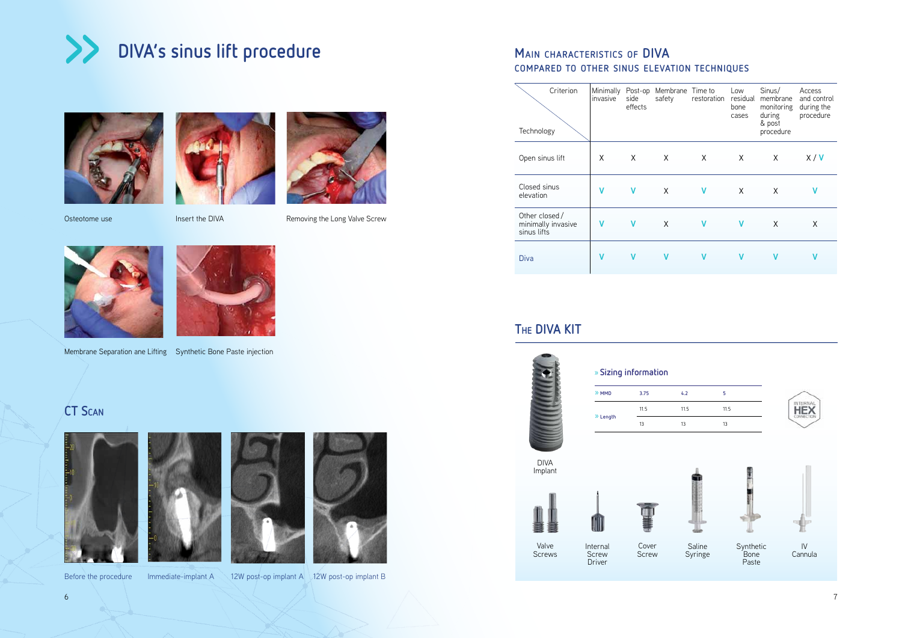# DIVA's sinus lift procedure

Osteotome use

Insert the DIVA

Removing the Long Valve Screw

Membrane Separation ane Lifting

Synthetic Bone Paste injection

## CT Scan

Before the procedure

Immediate-implant A

12W post-op implant A

12W post-op implant B

## Main characteristics of DIVA compared to other sinus elevation techniques

| Criterion / Technology | Minimally invasive | Post-op side effects | Membrane safety | Time to restoration | Low residual bone cases | Sinus/ membrane monitoring during & post procedure | Access and control during the procedure |
|---|---|---|---|---|---|---|---|
| Open sinus lift | X | X | X | X | X | X | X / V |
| Closed sinus elevation | V | V | X | V | X | X | V |
| Other closed / minimally invasive sinus lifts | V | V | X | V | V | X | X |
| Diva | V | V | V | V | V | V | V |

## The DIVA KIT

DIVA Implant

### » Sizing information

| | | | |
|---|---|---|---|
| » MMD | 3.75 | 4.2 | 5 |
| » Length | 11.5 | 11.5 | 11.5 |
| | 13 | 13 | 13 |

INTERNAL HEX CONNECTION

Valve Screws

Internal Screw Driver

Cover Screw

Saline Syringe

Synthetic Bone Paste

IV Cannula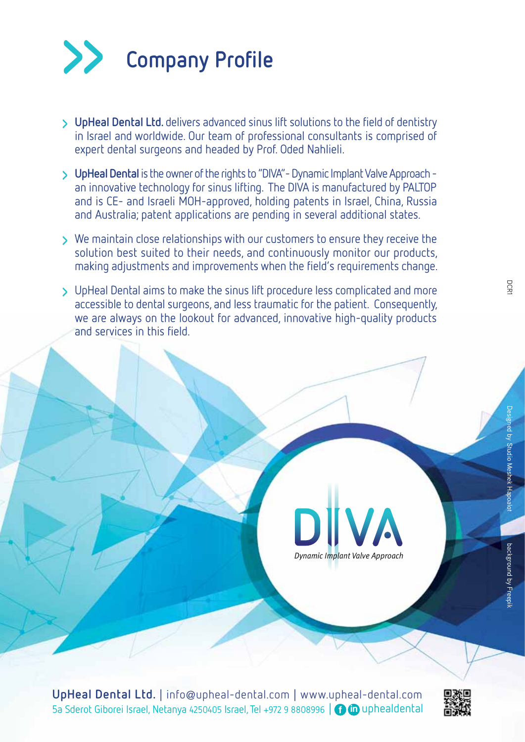# Company Profile

- **UpHeal Dental Ltd.** delivers advanced sinus lift solutions to the field of dentistry in Israel and worldwide. Our team of professional consultants is comprised of expert dental surgeons and headed by Prof. Oded Nahlieli.
- **UpHeal Dental** is the owner of the rights to "DIVA"- Dynamic Implant Valve Approach - an innovative technology for sinus lifting. The DIVA is manufactured by PALTOP and is CE- and Israeli MOH-approved, holding patents in Israel, China, Russia and Australia; patent applications are pending in several additional states.
- We maintain close relationships with our customers to ensure they receive the solution best suited to their needs, and continuously monitor our products, making adjustments and improvements when the field's requirements change.
- UpHeal Dental aims to make the sinus lift procedure less complicated and more accessible to dental surgeons, and less traumatic for the patient. Consequently, we are always on the lookout for advanced, innovative high-quality products and services in this field.

DIVA

*Dynamic Implant Valve Approach*

DCR1

Designed by Studio Meshek Hapoalot

background by Freepik

**UpHeal Dental Ltd.** | info@upheal-dental.com | www.upheal-dental.com

5a Sderot Giborei Israel, Netanya 4250405 Israel, Tel +972 9 8808996 | uphealdental